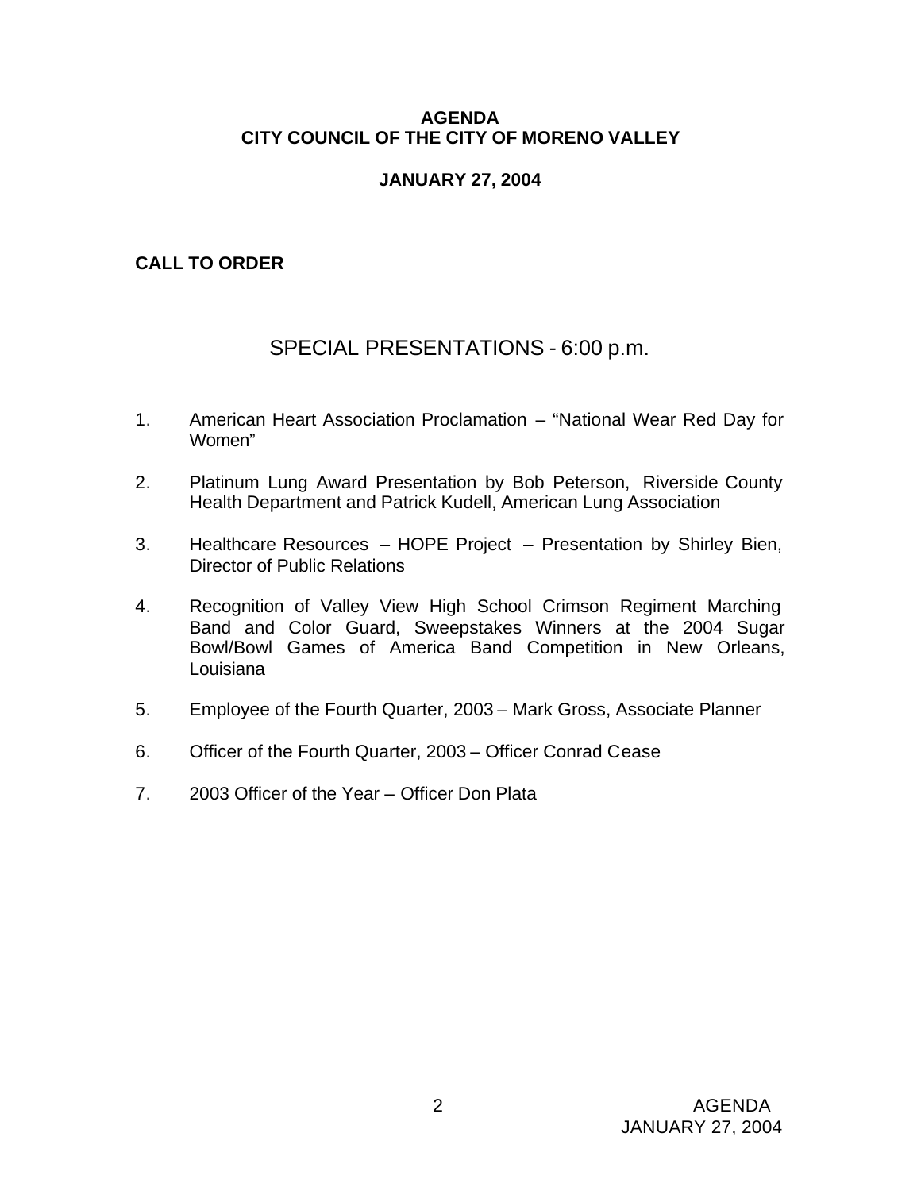# AGENDA
# CITY COUNCIL OF THE CITY OF MORENO VALLEY

## JANUARY 27, 2004

**CALL TO ORDER**

## SPECIAL PRESENTATIONS - 6:00 p.m.

1. American Heart Association Proclamation – "National Wear Red Day for Women"

2. Platinum Lung Award Presentation by Bob Peterson, Riverside County Health Department and Patrick Kudell, American Lung Association

3. Healthcare Resources – HOPE Project – Presentation by Shirley Bien, Director of Public Relations

4. Recognition of Valley View High School Crimson Regiment Marching Band and Color Guard, Sweepstakes Winners at the 2004 Sugar Bowl/Bowl Games of America Band Competition in New Orleans, Louisiana

5. Employee of the Fourth Quarter, 2003 – Mark Gross, Associate Planner

6. Officer of the Fourth Quarter, 2003 – Officer Conrad Cease

7. 2003 Officer of the Year – Officer Don Plata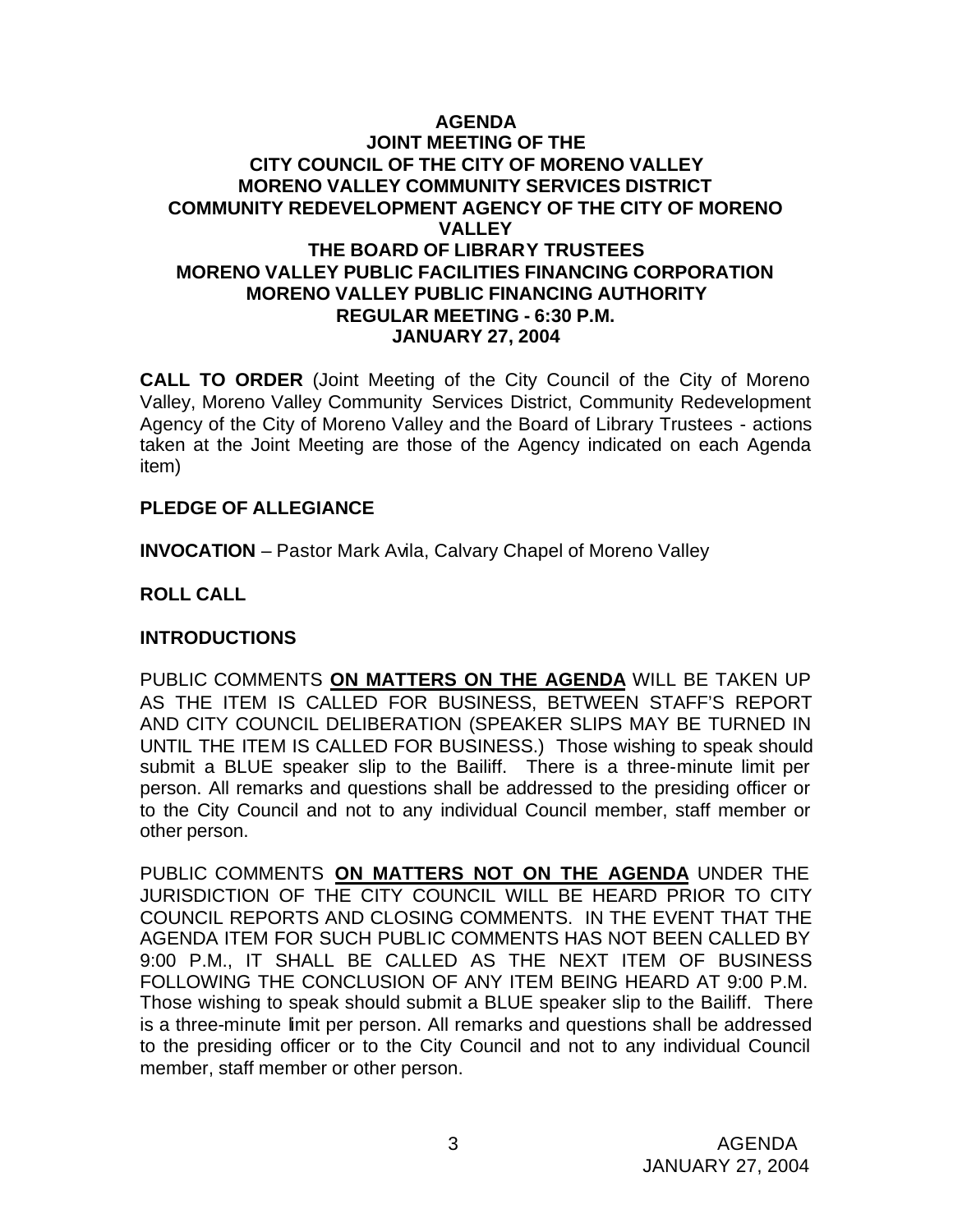**AGENDA**
**JOINT MEETING OF THE**
**CITY COUNCIL OF THE CITY OF MORENO VALLEY**
**MORENO VALLEY COMMUNITY SERVICES DISTRICT**
**COMMUNITY REDEVELOPMENT AGENCY OF THE CITY OF MORENO VALLEY**
**THE BOARD OF LIBRARY TRUSTEES**
**MORENO VALLEY PUBLIC FACILITIES FINANCING CORPORATION**
**MORENO VALLEY PUBLIC FINANCING AUTHORITY**
**REGULAR MEETING - 6:30 P.M.**
**JANUARY 27, 2004**

**CALL TO ORDER** (Joint Meeting of the City Council of the City of Moreno Valley, Moreno Valley Community Services District, Community Redevelopment Agency of the City of Moreno Valley and the Board of Library Trustees - actions taken at the Joint Meeting are those of the Agency indicated on each Agenda item)

**PLEDGE OF ALLEGIANCE**

**INVOCATION** – Pastor Mark Avila, Calvary Chapel of Moreno Valley

**ROLL CALL**

**INTRODUCTIONS**

PUBLIC COMMENTS **ON MATTERS ON THE AGENDA** WILL BE TAKEN UP AS THE ITEM IS CALLED FOR BUSINESS, BETWEEN STAFF'S REPORT AND CITY COUNCIL DELIBERATION (SPEAKER SLIPS MAY BE TURNED IN UNTIL THE ITEM IS CALLED FOR BUSINESS.) Those wishing to speak should submit a BLUE speaker slip to the Bailiff. There is a three-minute limit per person. All remarks and questions shall be addressed to the presiding officer or to the City Council and not to any individual Council member, staff member or other person.

PUBLIC COMMENTS **ON MATTERS NOT ON THE AGENDA** UNDER THE JURISDICTION OF THE CITY COUNCIL WILL BE HEARD PRIOR TO CITY COUNCIL REPORTS AND CLOSING COMMENTS. IN THE EVENT THAT THE AGENDA ITEM FOR SUCH PUBLIC COMMENTS HAS NOT BEEN CALLED BY 9:00 P.M., IT SHALL BE CALLED AS THE NEXT ITEM OF BUSINESS FOLLOWING THE CONCLUSION OF ANY ITEM BEING HEARD AT 9:00 P.M. Those wishing to speak should submit a BLUE speaker slip to the Bailiff. There is a three-minute limit per person. All remarks and questions shall be addressed to the presiding officer or to the City Council and not to any individual Council member, staff member or other person.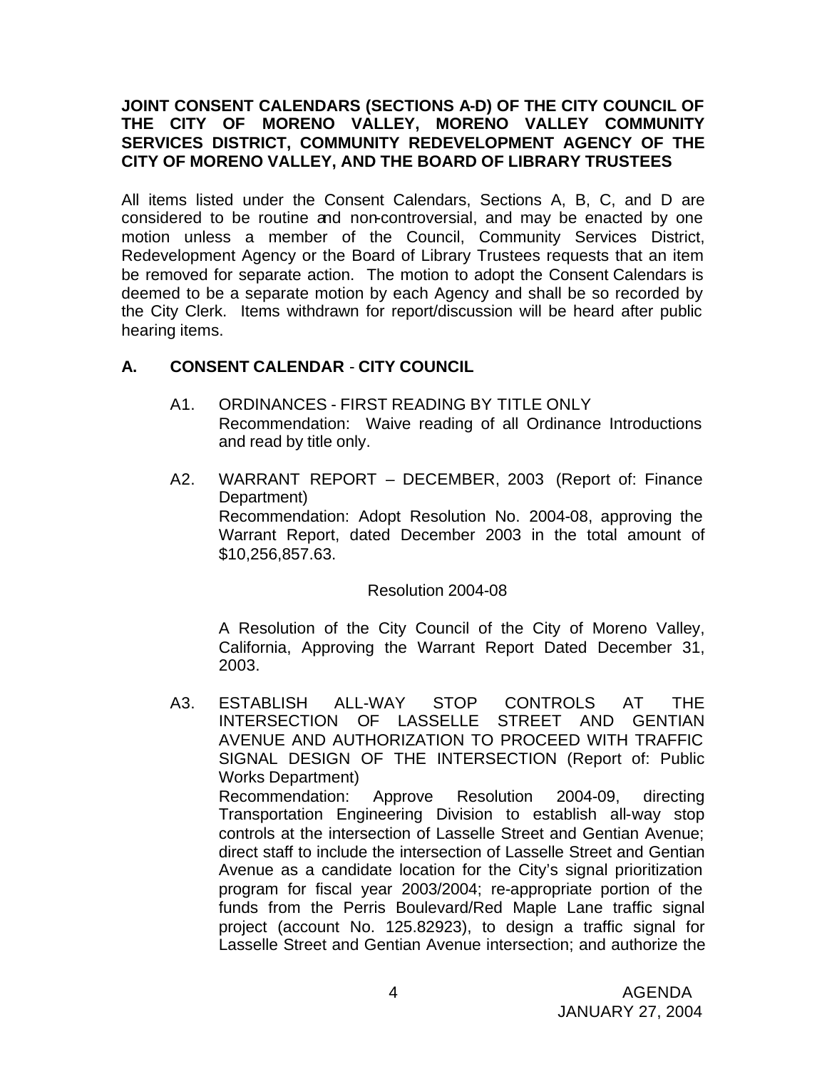**JOINT CONSENT CALENDARS (SECTIONS A-D) OF THE CITY COUNCIL OF THE CITY OF MORENO VALLEY, MORENO VALLEY COMMUNITY SERVICES DISTRICT, COMMUNITY REDEVELOPMENT AGENCY OF THE CITY OF MORENO VALLEY, AND THE BOARD OF LIBRARY TRUSTEES**

All items listed under the Consent Calendars, Sections A, B, C, and D are considered to be routine and non-controversial, and may be enacted by one motion unless a member of the Council, Community Services District, Redevelopment Agency or the Board of Library Trustees requests that an item be removed for separate action. The motion to adopt the Consent Calendars is deemed to be a separate motion by each Agency and shall be so recorded by the City Clerk. Items withdrawn for report/discussion will be heard after public hearing items.

## A. CONSENT CALENDAR - CITY COUNCIL

A1. ORDINANCES - FIRST READING BY TITLE ONLY
Recommendation: Waive reading of all Ordinance Introductions and read by title only.

A2. WARRANT REPORT – DECEMBER, 2003 (Report of: Finance Department)
Recommendation: Adopt Resolution No. 2004-08, approving the Warrant Report, dated December 2003 in the total amount of $10,256,857.63.

Resolution 2004-08

A Resolution of the City Council of the City of Moreno Valley, California, Approving the Warrant Report Dated December 31, 2003.

A3. ESTABLISH ALL-WAY STOP CONTROLS AT THE INTERSECTION OF LASSELLE STREET AND GENTIAN AVENUE AND AUTHORIZATION TO PROCEED WITH TRAFFIC SIGNAL DESIGN OF THE INTERSECTION (Report of: Public Works Department)
Recommendation: Approve Resolution 2004-09, directing Transportation Engineering Division to establish all-way stop controls at the intersection of Lasselle Street and Gentian Avenue; direct staff to include the intersection of Lasselle Street and Gentian Avenue as a candidate location for the City's signal prioritization program for fiscal year 2003/2004; re-appropriate portion of the funds from the Perris Boulevard/Red Maple Lane traffic signal project (account No. 125.82923), to design a traffic signal for Lasselle Street and Gentian Avenue intersection; and authorize the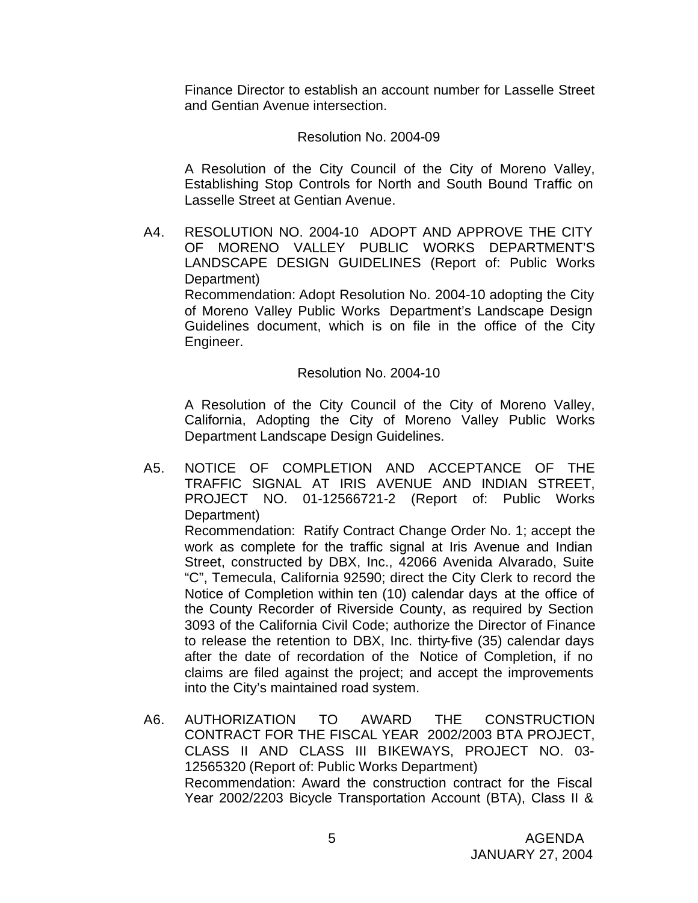Finance Director to establish an account number for Lasselle Street and Gentian Avenue intersection.

Resolution No. 2004-09

A Resolution of the City Council of the City of Moreno Valley, Establishing Stop Controls for North and South Bound Traffic on Lasselle Street at Gentian Avenue.

A4. RESOLUTION NO. 2004-10 ADOPT AND APPROVE THE CITY OF MORENO VALLEY PUBLIC WORKS DEPARTMENT'S LANDSCAPE DESIGN GUIDELINES (Report of: Public Works Department)
Recommendation: Adopt Resolution No. 2004-10 adopting the City of Moreno Valley Public Works Department's Landscape Design Guidelines document, which is on file in the office of the City Engineer.

Resolution No. 2004-10

A Resolution of the City Council of the City of Moreno Valley, California, Adopting the City of Moreno Valley Public Works Department Landscape Design Guidelines.

A5. NOTICE OF COMPLETION AND ACCEPTANCE OF THE TRAFFIC SIGNAL AT IRIS AVENUE AND INDIAN STREET, PROJECT NO. 01-12566721-2 (Report of: Public Works Department)
Recommendation: Ratify Contract Change Order No. 1; accept the work as complete for the traffic signal at Iris Avenue and Indian Street, constructed by DBX, Inc., 42066 Avenida Alvarado, Suite "C", Temecula, California 92590; direct the City Clerk to record the Notice of Completion within ten (10) calendar days at the office of the County Recorder of Riverside County, as required by Section 3093 of the California Civil Code; authorize the Director of Finance to release the retention to DBX, Inc. thirty-five (35) calendar days after the date of recordation of the Notice of Completion, if no claims are filed against the project; and accept the improvements into the City's maintained road system.

A6. AUTHORIZATION TO AWARD THE CONSTRUCTION CONTRACT FOR THE FISCAL YEAR 2002/2003 BTA PROJECT, CLASS II AND CLASS III BIKEWAYS, PROJECT NO. 03-12565320 (Report of: Public Works Department)
Recommendation: Award the construction contract for the Fiscal Year 2002/2203 Bicycle Transportation Account (BTA), Class II &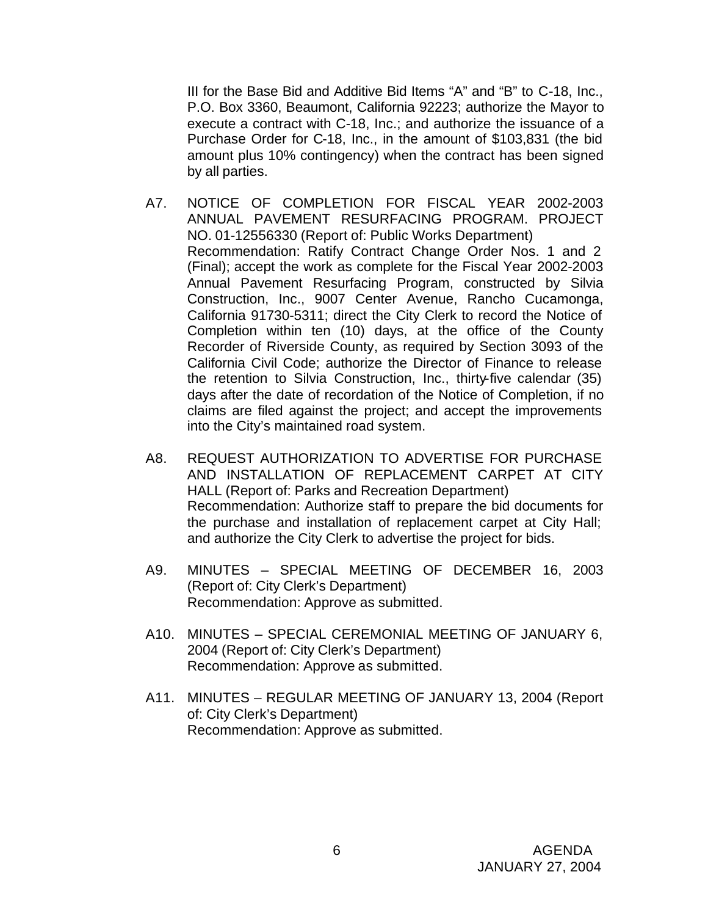III for the Base Bid and Additive Bid Items "A" and "B" to C-18, Inc., P.O. Box 3360, Beaumont, California 92223; authorize the Mayor to execute a contract with C-18, Inc.; and authorize the issuance of a Purchase Order for C-18, Inc., in the amount of $103,831 (the bid amount plus 10% contingency) when the contract has been signed by all parties.

A7. NOTICE OF COMPLETION FOR FISCAL YEAR 2002-2003 ANNUAL PAVEMENT RESURFACING PROGRAM. PROJECT NO. 01-12556330 (Report of: Public Works Department)
Recommendation: Ratify Contract Change Order Nos. 1 and 2 (Final); accept the work as complete for the Fiscal Year 2002-2003 Annual Pavement Resurfacing Program, constructed by Silvia Construction, Inc., 9007 Center Avenue, Rancho Cucamonga, California 91730-5311; direct the City Clerk to record the Notice of Completion within ten (10) days, at the office of the County Recorder of Riverside County, as required by Section 3093 of the California Civil Code; authorize the Director of Finance to release the retention to Silvia Construction, Inc., thirty-five calendar (35) days after the date of recordation of the Notice of Completion, if no claims are filed against the project; and accept the improvements into the City's maintained road system.

A8. REQUEST AUTHORIZATION TO ADVERTISE FOR PURCHASE AND INSTALLATION OF REPLACEMENT CARPET AT CITY HALL (Report of: Parks and Recreation Department)
Recommendation: Authorize staff to prepare the bid documents for the purchase and installation of replacement carpet at City Hall; and authorize the City Clerk to advertise the project for bids.

A9. MINUTES – SPECIAL MEETING OF DECEMBER 16, 2003 (Report of: City Clerk's Department)
Recommendation: Approve as submitted.

A10. MINUTES – SPECIAL CEREMONIAL MEETING OF JANUARY 6, 2004 (Report of: City Clerk's Department)
Recommendation: Approve as submitted.

A11. MINUTES – REGULAR MEETING OF JANUARY 13, 2004 (Report of: City Clerk's Department)
Recommendation: Approve as submitted.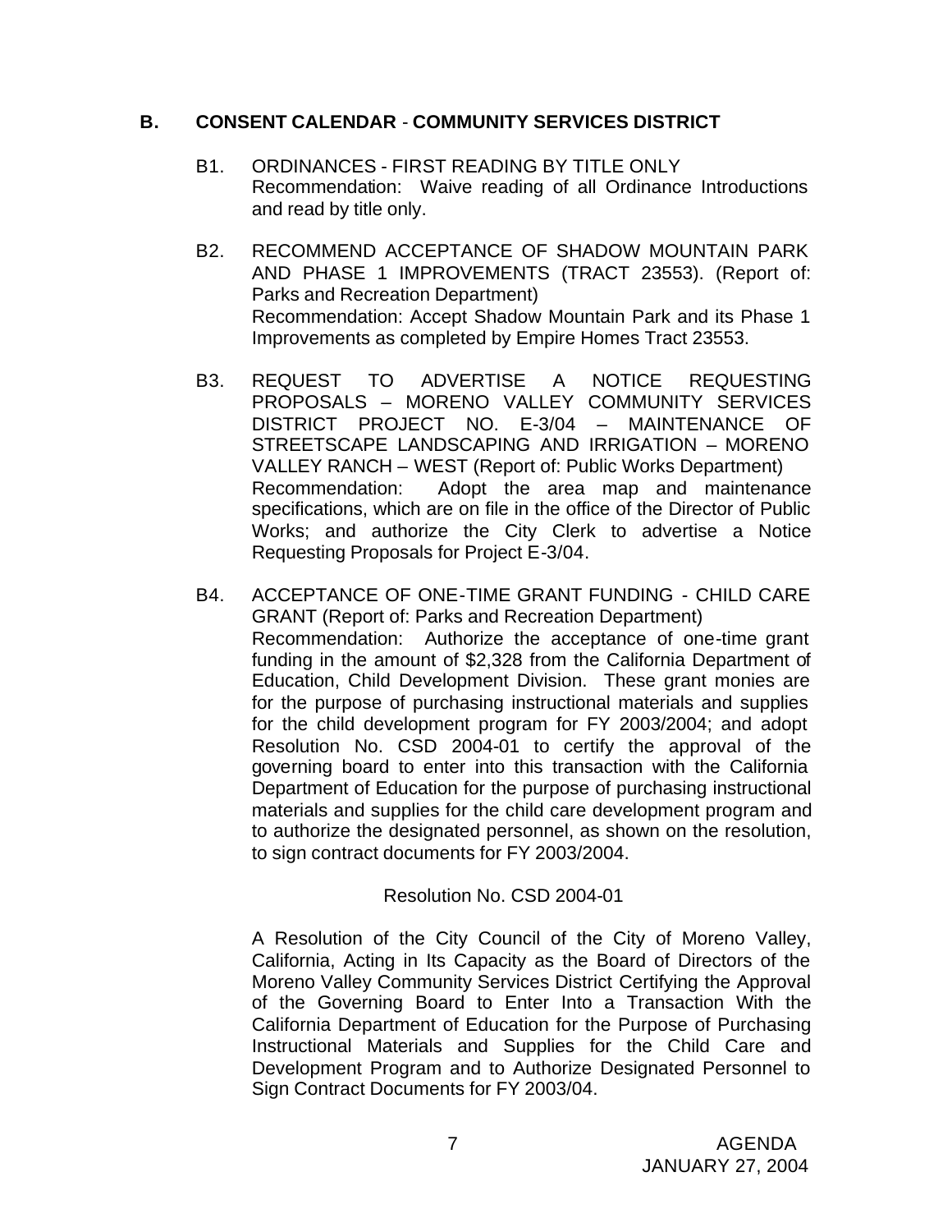## B. CONSENT CALENDAR - COMMUNITY SERVICES DISTRICT

B1. ORDINANCES - FIRST READING BY TITLE ONLY
Recommendation: Waive reading of all Ordinance Introductions and read by title only.

B2. RECOMMEND ACCEPTANCE OF SHADOW MOUNTAIN PARK AND PHASE 1 IMPROVEMENTS (TRACT 23553). (Report of: Parks and Recreation Department)
Recommendation: Accept Shadow Mountain Park and its Phase 1 Improvements as completed by Empire Homes Tract 23553.

B3. REQUEST TO ADVERTISE A NOTICE REQUESTING PROPOSALS – MORENO VALLEY COMMUNITY SERVICES DISTRICT PROJECT NO. E-3/04 – MAINTENANCE OF STREETSCAPE LANDSCAPING AND IRRIGATION – MORENO VALLEY RANCH – WEST (Report of: Public Works Department)
Recommendation: Adopt the area map and maintenance specifications, which are on file in the office of the Director of Public Works; and authorize the City Clerk to advertise a Notice Requesting Proposals for Project E-3/04.

B4. ACCEPTANCE OF ONE-TIME GRANT FUNDING - CHILD CARE GRANT (Report of: Parks and Recreation Department)
Recommendation: Authorize the acceptance of one-time grant funding in the amount of $2,328 from the California Department of Education, Child Development Division. These grant monies are for the purpose of purchasing instructional materials and supplies for the child development program for FY 2003/2004; and adopt Resolution No. CSD 2004-01 to certify the approval of the governing board to enter into this transaction with the California Department of Education for the purpose of purchasing instructional materials and supplies for the child care development program and to authorize the designated personnel, as shown on the resolution, to sign contract documents for FY 2003/2004.

Resolution No. CSD 2004-01

A Resolution of the City Council of the City of Moreno Valley, California, Acting in Its Capacity as the Board of Directors of the Moreno Valley Community Services District Certifying the Approval of the Governing Board to Enter Into a Transaction With the California Department of Education for the Purpose of Purchasing Instructional Materials and Supplies for the Child Care and Development Program and to Authorize Designated Personnel to Sign Contract Documents for FY 2003/04.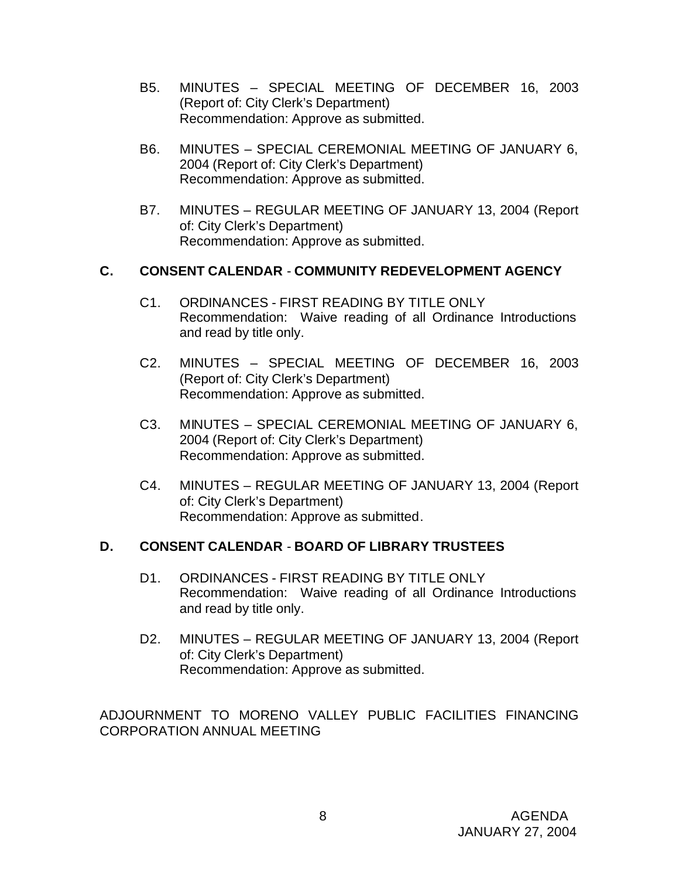B5. MINUTES – SPECIAL MEETING OF DECEMBER 16, 2003 (Report of: City Clerk's Department)
Recommendation: Approve as submitted.

B6. MINUTES – SPECIAL CEREMONIAL MEETING OF JANUARY 6, 2004 (Report of: City Clerk's Department)
Recommendation: Approve as submitted.

B7. MINUTES – REGULAR MEETING OF JANUARY 13, 2004 (Report of: City Clerk's Department)
Recommendation: Approve as submitted.

## C. CONSENT CALENDAR - COMMUNITY REDEVELOPMENT AGENCY

C1. ORDINANCES - FIRST READING BY TITLE ONLY
Recommendation: Waive reading of all Ordinance Introductions and read by title only.

C2. MINUTES – SPECIAL MEETING OF DECEMBER 16, 2003 (Report of: City Clerk's Department)
Recommendation: Approve as submitted.

C3. MINUTES – SPECIAL CEREMONIAL MEETING OF JANUARY 6, 2004 (Report of: City Clerk's Department)
Recommendation: Approve as submitted.

C4. MINUTES – REGULAR MEETING OF JANUARY 13, 2004 (Report of: City Clerk's Department)
Recommendation: Approve as submitted.

## D. CONSENT CALENDAR - BOARD OF LIBRARY TRUSTEES

D1. ORDINANCES - FIRST READING BY TITLE ONLY
Recommendation: Waive reading of all Ordinance Introductions and read by title only.

D2. MINUTES – REGULAR MEETING OF JANUARY 13, 2004 (Report of: City Clerk's Department)
Recommendation: Approve as submitted.

ADJOURNMENT TO MORENO VALLEY PUBLIC FACILITIES FINANCING CORPORATION ANNUAL MEETING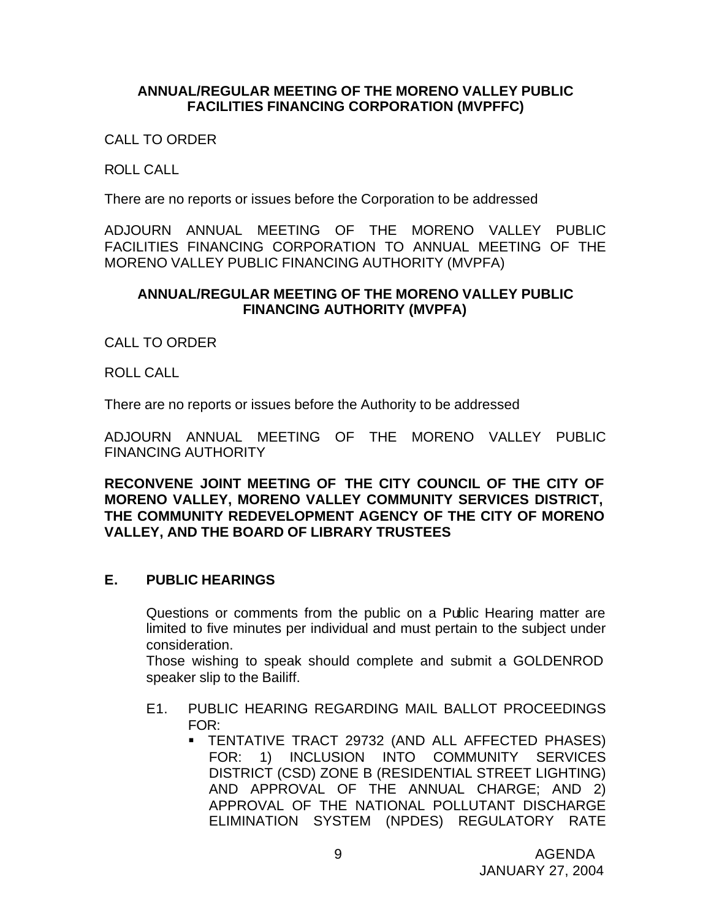**ANNUAL/REGULAR MEETING OF THE MORENO VALLEY PUBLIC FACILITIES FINANCING CORPORATION (MVPFFC)**

CALL TO ORDER

ROLL CALL

There are no reports or issues before the Corporation to be addressed

ADJOURN ANNUAL MEETING OF THE MORENO VALLEY PUBLIC FACILITIES FINANCING CORPORATION TO ANNUAL MEETING OF THE MORENO VALLEY PUBLIC FINANCING AUTHORITY (MVPFA)

**ANNUAL/REGULAR MEETING OF THE MORENO VALLEY PUBLIC FINANCING AUTHORITY (MVPFA)**

CALL TO ORDER

ROLL CALL

There are no reports or issues before the Authority to be addressed

ADJOURN ANNUAL MEETING OF THE MORENO VALLEY PUBLIC FINANCING AUTHORITY

**RECONVENE JOINT MEETING OF THE CITY COUNCIL OF THE CITY OF MORENO VALLEY, MORENO VALLEY COMMUNITY SERVICES DISTRICT, THE COMMUNITY REDEVELOPMENT AGENCY OF THE CITY OF MORENO VALLEY, AND THE BOARD OF LIBRARY TRUSTEES**

## E. PUBLIC HEARINGS

Questions or comments from the public on a Public Hearing matter are limited to five minutes per individual and must pertain to the subject under consideration.
Those wishing to speak should complete and submit a GOLDENROD speaker slip to the Bailiff.

E1. PUBLIC HEARING REGARDING MAIL BALLOT PROCEEDINGS FOR:

- TENTATIVE TRACT 29732 (AND ALL AFFECTED PHASES) FOR: 1) INCLUSION INTO COMMUNITY SERVICES DISTRICT (CSD) ZONE B (RESIDENTIAL STREET LIGHTING) AND APPROVAL OF THE ANNUAL CHARGE; AND 2) APPROVAL OF THE NATIONAL POLLUTANT DISCHARGE ELIMINATION SYSTEM (NPDES) REGULATORY RATE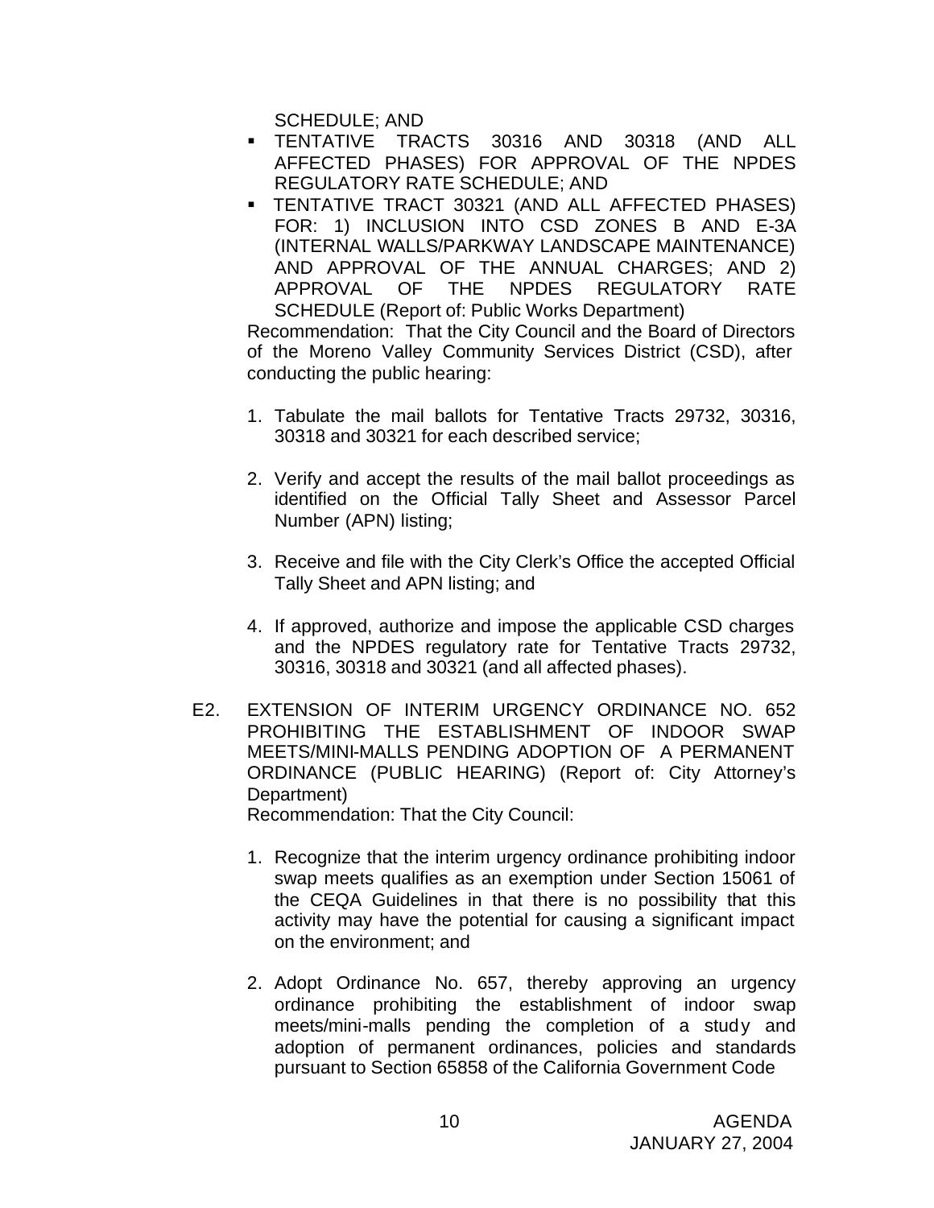SCHEDULE; AND

- TENTATIVE TRACTS 30316 AND 30318 (AND ALL AFFECTED PHASES) FOR APPROVAL OF THE NPDES REGULATORY RATE SCHEDULE; AND
- TENTATIVE TRACT 30321 (AND ALL AFFECTED PHASES) FOR: 1) INCLUSION INTO CSD ZONES B AND E-3A (INTERNAL WALLS/PARKWAY LANDSCAPE MAINTENANCE) AND APPROVAL OF THE ANNUAL CHARGES; AND 2) APPROVAL OF THE NPDES REGULATORY RATE SCHEDULE (Report of: Public Works Department)

Recommendation: That the City Council and the Board of Directors of the Moreno Valley Community Services District (CSD), after conducting the public hearing:

1. Tabulate the mail ballots for Tentative Tracts 29732, 30316, 30318 and 30321 for each described service;
2. Verify and accept the results of the mail ballot proceedings as identified on the Official Tally Sheet and Assessor Parcel Number (APN) listing;
3. Receive and file with the City Clerk's Office the accepted Official Tally Sheet and APN listing; and
4. If approved, authorize and impose the applicable CSD charges and the NPDES regulatory rate for Tentative Tracts 29732, 30316, 30318 and 30321 (and all affected phases).

E2. EXTENSION OF INTERIM URGENCY ORDINANCE NO. 652 PROHIBITING THE ESTABLISHMENT OF INDOOR SWAP MEETS/MINI-MALLS PENDING ADOPTION OF A PERMANENT ORDINANCE (PUBLIC HEARING) (Report of: City Attorney's Department)

Recommendation: That the City Council:

1. Recognize that the interim urgency ordinance prohibiting indoor swap meets qualifies as an exemption under Section 15061 of the CEQA Guidelines in that there is no possibility that this activity may have the potential for causing a significant impact on the environment; and
2. Adopt Ordinance No. 657, thereby approving an urgency ordinance prohibiting the establishment of indoor swap meets/mini-malls pending the completion of a study and adoption of permanent ordinances, policies and standards pursuant to Section 65858 of the California Government Code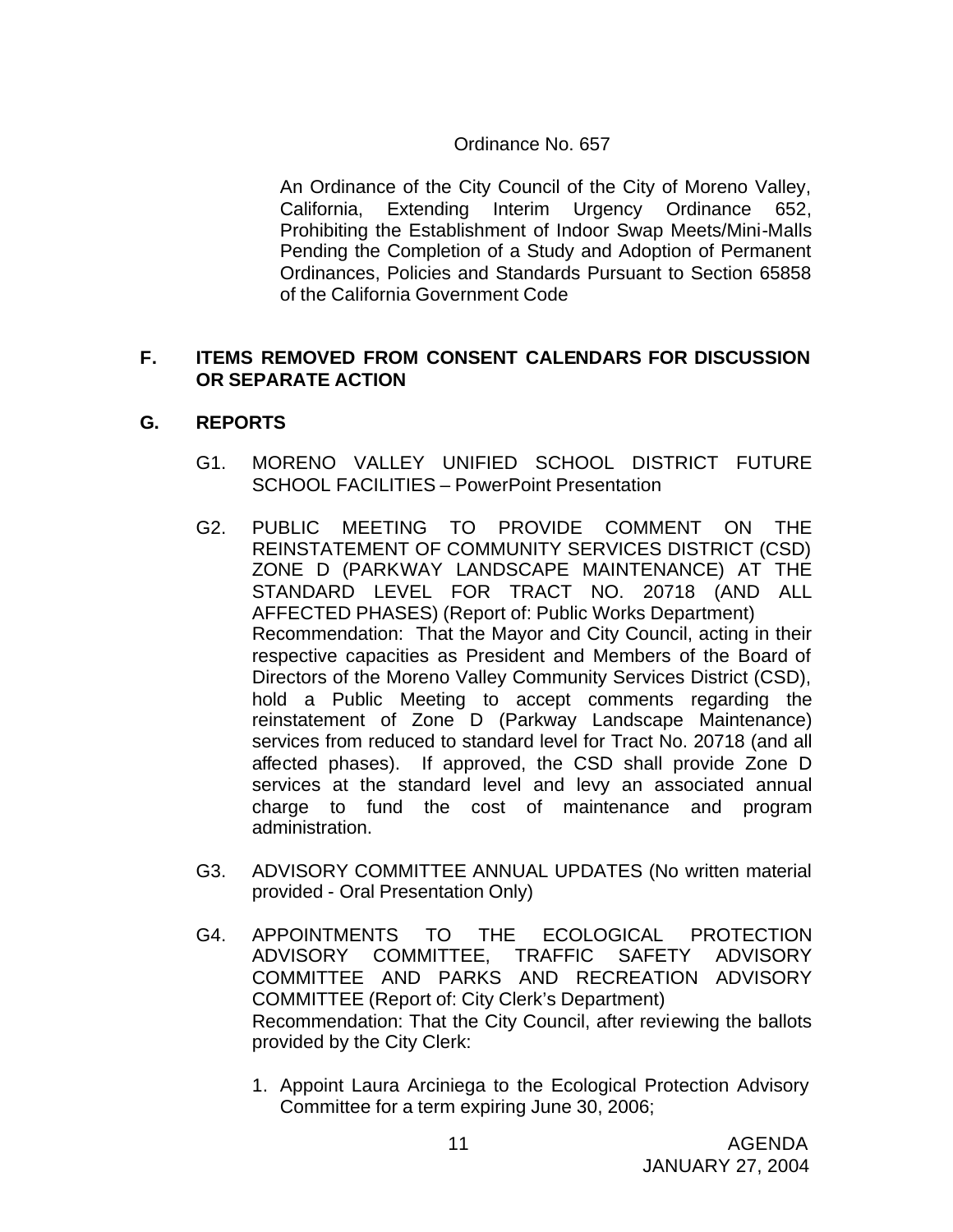Ordinance No. 657

An Ordinance of the City Council of the City of Moreno Valley, California, Extending Interim Urgency Ordinance 652, Prohibiting the Establishment of Indoor Swap Meets/Mini-Malls Pending the Completion of a Study and Adoption of Permanent Ordinances, Policies and Standards Pursuant to Section 65858 of the California Government Code

## F. ITEMS REMOVED FROM CONSENT CALENDARS FOR DISCUSSION OR SEPARATE ACTION

## G. REPORTS

G1. MORENO VALLEY UNIFIED SCHOOL DISTRICT FUTURE SCHOOL FACILITIES – PowerPoint Presentation

G2. PUBLIC MEETING TO PROVIDE COMMENT ON THE REINSTATEMENT OF COMMUNITY SERVICES DISTRICT (CSD) ZONE D (PARKWAY LANDSCAPE MAINTENANCE) AT THE STANDARD LEVEL FOR TRACT NO. 20718 (AND ALL AFFECTED PHASES) (Report of: Public Works Department)
Recommendation: That the Mayor and City Council, acting in their respective capacities as President and Members of the Board of Directors of the Moreno Valley Community Services District (CSD), hold a Public Meeting to accept comments regarding the reinstatement of Zone D (Parkway Landscape Maintenance) services from reduced to standard level for Tract No. 20718 (and all affected phases). If approved, the CSD shall provide Zone D services at the standard level and levy an associated annual charge to fund the cost of maintenance and program administration.

G3. ADVISORY COMMITTEE ANNUAL UPDATES (No written material provided - Oral Presentation Only)

G4. APPOINTMENTS TO THE ECOLOGICAL PROTECTION ADVISORY COMMITTEE, TRAFFIC SAFETY ADVISORY COMMITTEE AND PARKS AND RECREATION ADVISORY COMMITTEE (Report of: City Clerk's Department)
Recommendation: That the City Council, after reviewing the ballots provided by the City Clerk:

1. Appoint Laura Arciniega to the Ecological Protection Advisory Committee for a term expiring June 30, 2006;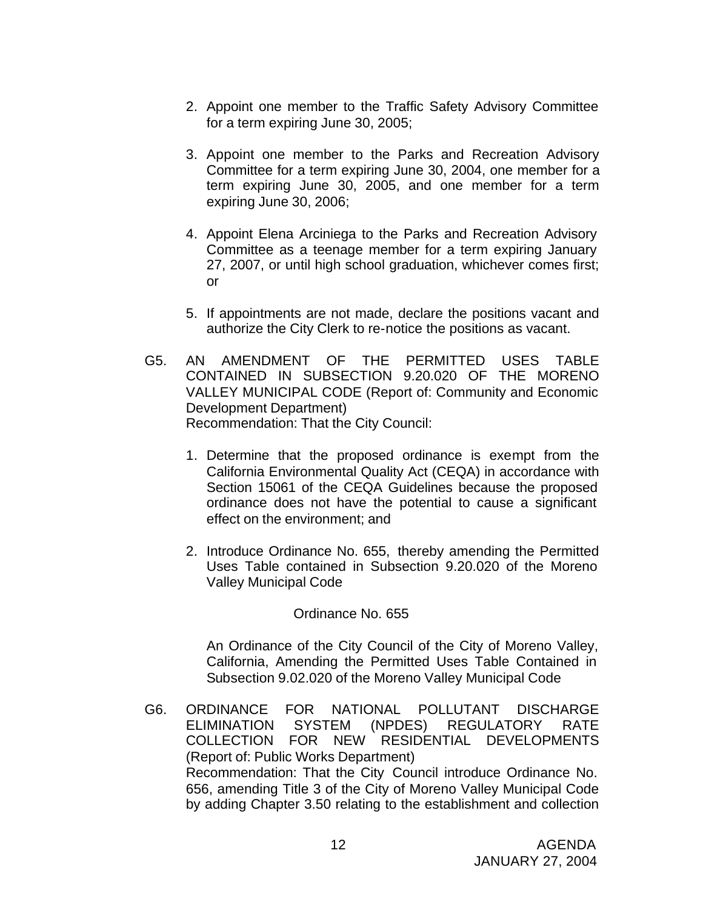2. Appoint one member to the Traffic Safety Advisory Committee for a term expiring June 30, 2005;

3. Appoint one member to the Parks and Recreation Advisory Committee for a term expiring June 30, 2004, one member for a term expiring June 30, 2005, and one member for a term expiring June 30, 2006;

4. Appoint Elena Arciniega to the Parks and Recreation Advisory Committee as a teenage member for a term expiring January 27, 2007, or until high school graduation, whichever comes first; or

5. If appointments are not made, declare the positions vacant and authorize the City Clerk to re-notice the positions as vacant.

G5. AN AMENDMENT OF THE PERMITTED USES TABLE CONTAINED IN SUBSECTION 9.20.020 OF THE MORENO VALLEY MUNICIPAL CODE (Report of: Community and Economic Development Department)
Recommendation: That the City Council:

1. Determine that the proposed ordinance is exempt from the California Environmental Quality Act (CEQA) in accordance with Section 15061 of the CEQA Guidelines because the proposed ordinance does not have the potential to cause a significant effect on the environment; and

2. Introduce Ordinance No. 655, thereby amending the Permitted Uses Table contained in Subsection 9.20.020 of the Moreno Valley Municipal Code

Ordinance No. 655

An Ordinance of the City Council of the City of Moreno Valley, California, Amending the Permitted Uses Table Contained in Subsection 9.02.020 of the Moreno Valley Municipal Code

G6. ORDINANCE FOR NATIONAL POLLUTANT DISCHARGE ELIMINATION SYSTEM (NPDES) REGULATORY RATE COLLECTION FOR NEW RESIDENTIAL DEVELOPMENTS (Report of: Public Works Department)
Recommendation: That the City Council introduce Ordinance No. 656, amending Title 3 of the City of Moreno Valley Municipal Code by adding Chapter 3.50 relating to the establishment and collection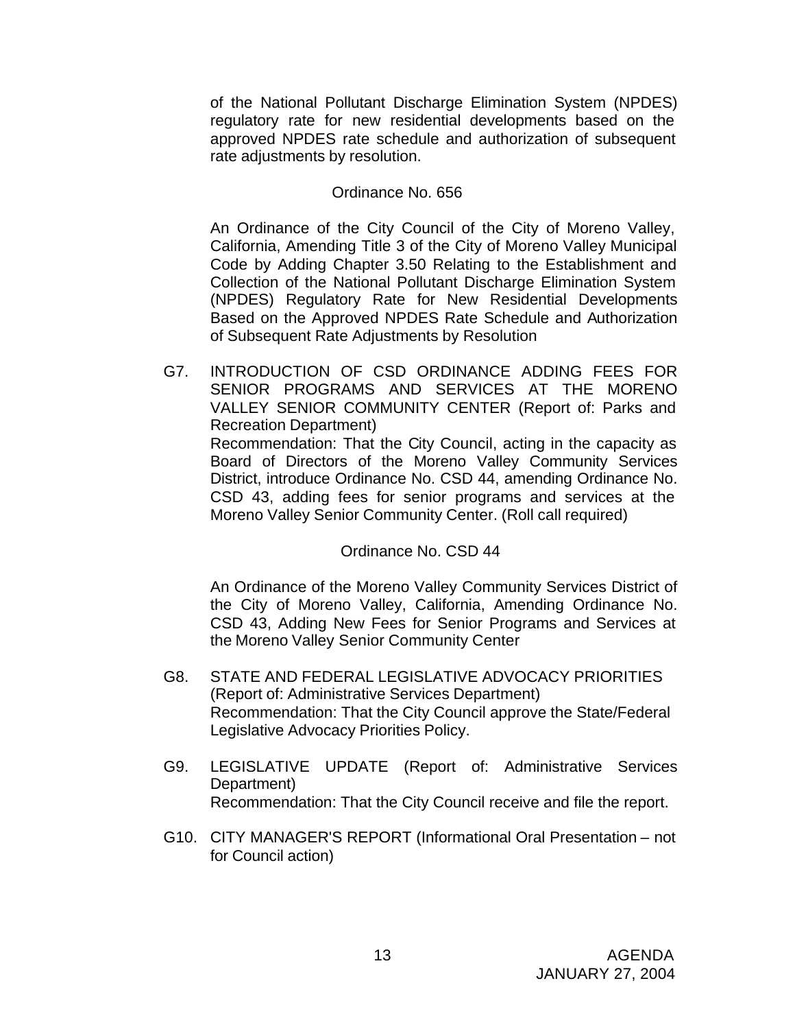of the National Pollutant Discharge Elimination System (NPDES) regulatory rate for new residential developments based on the approved NPDES rate schedule and authorization of subsequent rate adjustments by resolution.

Ordinance No. 656

An Ordinance of the City Council of the City of Moreno Valley, California, Amending Title 3 of the City of Moreno Valley Municipal Code by Adding Chapter 3.50 Relating to the Establishment and Collection of the National Pollutant Discharge Elimination System (NPDES) Regulatory Rate for New Residential Developments Based on the Approved NPDES Rate Schedule and Authorization of Subsequent Rate Adjustments by Resolution

G7. INTRODUCTION OF CSD ORDINANCE ADDING FEES FOR SENIOR PROGRAMS AND SERVICES AT THE MORENO VALLEY SENIOR COMMUNITY CENTER (Report of: Parks and Recreation Department)
Recommendation: That the City Council, acting in the capacity as Board of Directors of the Moreno Valley Community Services District, introduce Ordinance No. CSD 44, amending Ordinance No. CSD 43, adding fees for senior programs and services at the Moreno Valley Senior Community Center. (Roll call required)

Ordinance No. CSD 44

An Ordinance of the Moreno Valley Community Services District of the City of Moreno Valley, California, Amending Ordinance No. CSD 43, Adding New Fees for Senior Programs and Services at the Moreno Valley Senior Community Center

G8. STATE AND FEDERAL LEGISLATIVE ADVOCACY PRIORITIES (Report of: Administrative Services Department)
Recommendation: That the City Council approve the State/Federal Legislative Advocacy Priorities Policy.

G9. LEGISLATIVE UPDATE (Report of: Administrative Services Department)
Recommendation: That the City Council receive and file the report.

G10. CITY MANAGER'S REPORT (Informational Oral Presentation – not for Council action)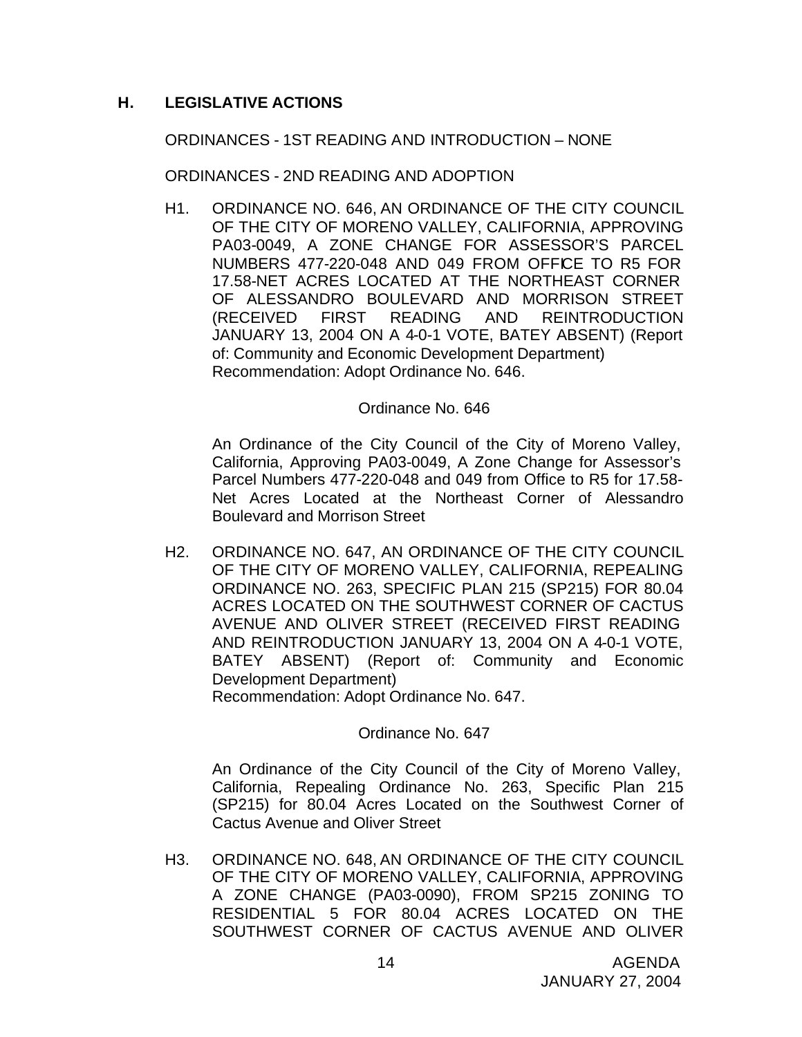## H. LEGISLATIVE ACTIONS

ORDINANCES - 1ST READING AND INTRODUCTION – NONE

ORDINANCES - 2ND READING AND ADOPTION

H1. ORDINANCE NO. 646, AN ORDINANCE OF THE CITY COUNCIL OF THE CITY OF MORENO VALLEY, CALIFORNIA, APPROVING PA03-0049, A ZONE CHANGE FOR ASSESSOR'S PARCEL NUMBERS 477-220-048 AND 049 FROM OFFICE TO R5 FOR 17.58-NET ACRES LOCATED AT THE NORTHEAST CORNER OF ALESSANDRO BOULEVARD AND MORRISON STREET (RECEIVED FIRST READING AND REINTRODUCTION JANUARY 13, 2004 ON A 4-0-1 VOTE, BATEY ABSENT) (Report of: Community and Economic Development Department)
Recommendation: Adopt Ordinance No. 646.

Ordinance No. 646

An Ordinance of the City Council of the City of Moreno Valley, California, Approving PA03-0049, A Zone Change for Assessor's Parcel Numbers 477-220-048 and 049 from Office to R5 for 17.58-Net Acres Located at the Northeast Corner of Alessandro Boulevard and Morrison Street

H2. ORDINANCE NO. 647, AN ORDINANCE OF THE CITY COUNCIL OF THE CITY OF MORENO VALLEY, CALIFORNIA, REPEALING ORDINANCE NO. 263, SPECIFIC PLAN 215 (SP215) FOR 80.04 ACRES LOCATED ON THE SOUTHWEST CORNER OF CACTUS AVENUE AND OLIVER STREET (RECEIVED FIRST READING AND REINTRODUCTION JANUARY 13, 2004 ON A 4-0-1 VOTE, BATEY ABSENT) (Report of: Community and Economic Development Department)
Recommendation: Adopt Ordinance No. 647.

Ordinance No. 647

An Ordinance of the City Council of the City of Moreno Valley, California, Repealing Ordinance No. 263, Specific Plan 215 (SP215) for 80.04 Acres Located on the Southwest Corner of Cactus Avenue and Oliver Street

H3. ORDINANCE NO. 648, AN ORDINANCE OF THE CITY COUNCIL OF THE CITY OF MORENO VALLEY, CALIFORNIA, APPROVING A ZONE CHANGE (PA03-0090), FROM SP215 ZONING TO RESIDENTIAL 5 FOR 80.04 ACRES LOCATED ON THE SOUTHWEST CORNER OF CACTUS AVENUE AND OLIVER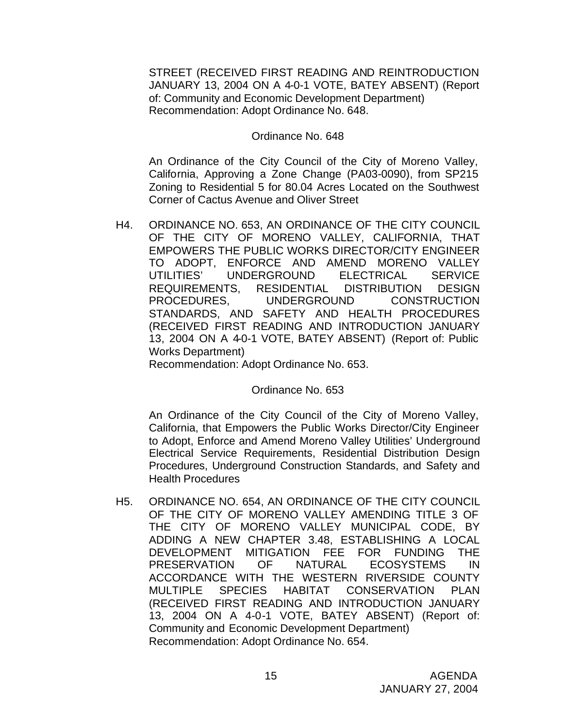STREET (RECEIVED FIRST READING AND REINTRODUCTION JANUARY 13, 2004 ON A 4-0-1 VOTE, BATEY ABSENT) (Report of: Community and Economic Development Department)
Recommendation: Adopt Ordinance No. 648.

Ordinance No. 648

An Ordinance of the City Council of the City of Moreno Valley, California, Approving a Zone Change (PA03-0090), from SP215 Zoning to Residential 5 for 80.04 Acres Located on the Southwest Corner of Cactus Avenue and Oliver Street

H4. ORDINANCE NO. 653, AN ORDINANCE OF THE CITY COUNCIL OF THE CITY OF MORENO VALLEY, CALIFORNIA, THAT EMPOWERS THE PUBLIC WORKS DIRECTOR/CITY ENGINEER TO ADOPT, ENFORCE AND AMEND MORENO VALLEY UTILITIES' UNDERGROUND ELECTRICAL SERVICE REQUIREMENTS, RESIDENTIAL DISTRIBUTION DESIGN PROCEDURES, UNDERGROUND CONSTRUCTION STANDARDS, AND SAFETY AND HEALTH PROCEDURES (RECEIVED FIRST READING AND INTRODUCTION JANUARY 13, 2004 ON A 4-0-1 VOTE, BATEY ABSENT) (Report of: Public Works Department)
Recommendation: Adopt Ordinance No. 653.

Ordinance No. 653

An Ordinance of the City Council of the City of Moreno Valley, California, that Empowers the Public Works Director/City Engineer to Adopt, Enforce and Amend Moreno Valley Utilities' Underground Electrical Service Requirements, Residential Distribution Design Procedures, Underground Construction Standards, and Safety and Health Procedures

H5. ORDINANCE NO. 654, AN ORDINANCE OF THE CITY COUNCIL OF THE CITY OF MORENO VALLEY AMENDING TITLE 3 OF THE CITY OF MORENO VALLEY MUNICIPAL CODE, BY ADDING A NEW CHAPTER 3.48, ESTABLISHING A LOCAL DEVELOPMENT MITIGATION FEE FOR FUNDING THE PRESERVATION OF NATURAL ECOSYSTEMS IN ACCORDANCE WITH THE WESTERN RIVERSIDE COUNTY MULTIPLE SPECIES HABITAT CONSERVATION PLAN (RECEIVED FIRST READING AND INTRODUCTION JANUARY 13, 2004 ON A 4-0-1 VOTE, BATEY ABSENT) (Report of: Community and Economic Development Department)
Recommendation: Adopt Ordinance No. 654.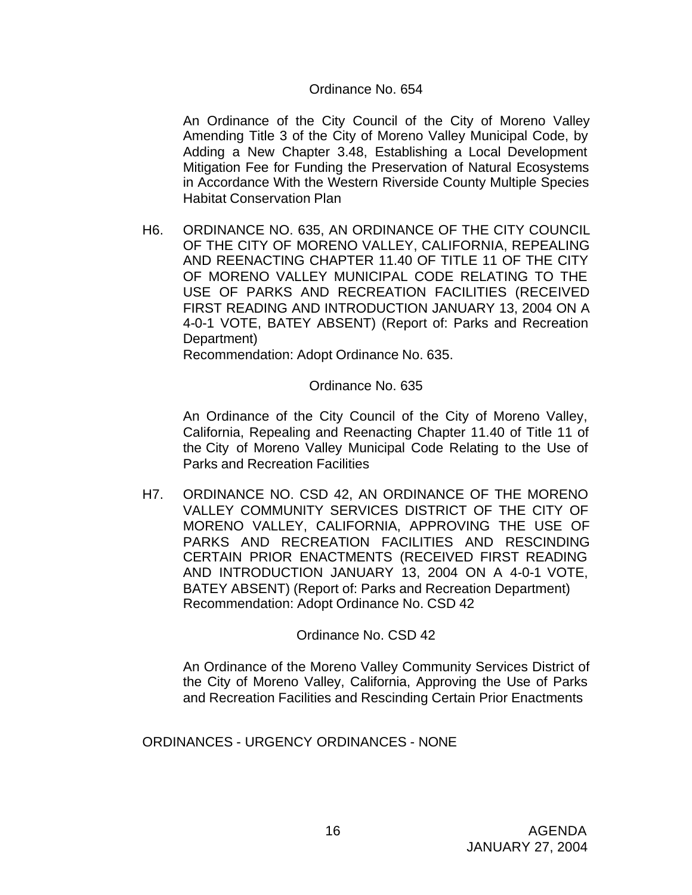Ordinance No. 654

An Ordinance of the City Council of the City of Moreno Valley Amending Title 3 of the City of Moreno Valley Municipal Code, by Adding a New Chapter 3.48, Establishing a Local Development Mitigation Fee for Funding the Preservation of Natural Ecosystems in Accordance With the Western Riverside County Multiple Species Habitat Conservation Plan

H6. ORDINANCE NO. 635, AN ORDINANCE OF THE CITY COUNCIL OF THE CITY OF MORENO VALLEY, CALIFORNIA, REPEALING AND REENACTING CHAPTER 11.40 OF TITLE 11 OF THE CITY OF MORENO VALLEY MUNICIPAL CODE RELATING TO THE USE OF PARKS AND RECREATION FACILITIES (RECEIVED FIRST READING AND INTRODUCTION JANUARY 13, 2004 ON A 4-0-1 VOTE, BATEY ABSENT) (Report of: Parks and Recreation Department)
Recommendation: Adopt Ordinance No. 635.

Ordinance No. 635

An Ordinance of the City Council of the City of Moreno Valley, California, Repealing and Reenacting Chapter 11.40 of Title 11 of the City of Moreno Valley Municipal Code Relating to the Use of Parks and Recreation Facilities

H7. ORDINANCE NO. CSD 42, AN ORDINANCE OF THE MORENO VALLEY COMMUNITY SERVICES DISTRICT OF THE CITY OF MORENO VALLEY, CALIFORNIA, APPROVING THE USE OF PARKS AND RECREATION FACILITIES AND RESCINDING CERTAIN PRIOR ENACTMENTS (RECEIVED FIRST READING AND INTRODUCTION JANUARY 13, 2004 ON A 4-0-1 VOTE, BATEY ABSENT) (Report of: Parks and Recreation Department)
Recommendation: Adopt Ordinance No. CSD 42

Ordinance No. CSD 42

An Ordinance of the Moreno Valley Community Services District of the City of Moreno Valley, California, Approving the Use of Parks and Recreation Facilities and Rescinding Certain Prior Enactments

ORDINANCES - URGENCY ORDINANCES - NONE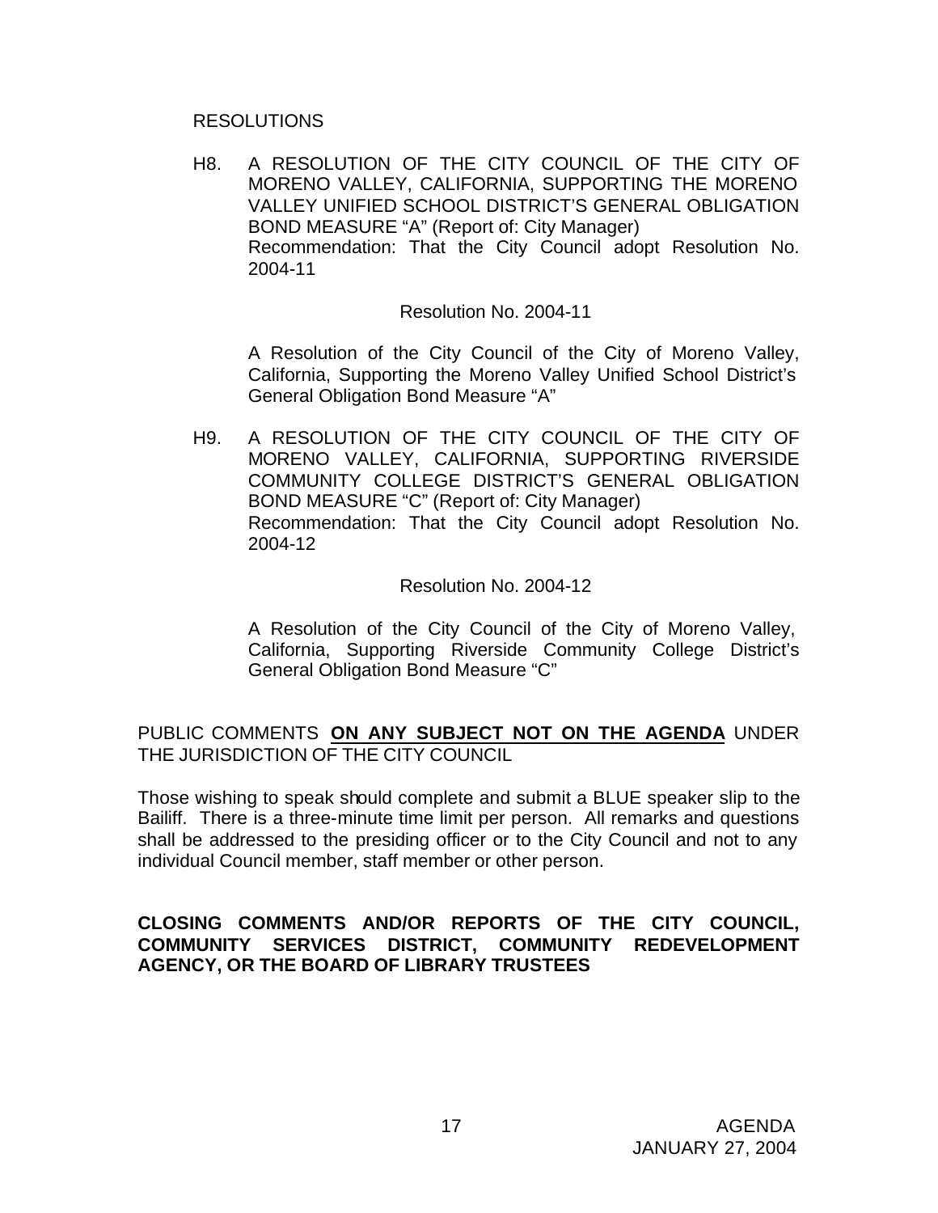RESOLUTIONS

H8. A RESOLUTION OF THE CITY COUNCIL OF THE CITY OF MORENO VALLEY, CALIFORNIA, SUPPORTING THE MORENO VALLEY UNIFIED SCHOOL DISTRICT'S GENERAL OBLIGATION BOND MEASURE "A" (Report of: City Manager)
Recommendation: That the City Council adopt Resolution No. 2004-11

Resolution No. 2004-11

A Resolution of the City Council of the City of Moreno Valley, California, Supporting the Moreno Valley Unified School District's General Obligation Bond Measure "A"

H9. A RESOLUTION OF THE CITY COUNCIL OF THE CITY OF MORENO VALLEY, CALIFORNIA, SUPPORTING RIVERSIDE COMMUNITY COLLEGE DISTRICT'S GENERAL OBLIGATION BOND MEASURE "C" (Report of: City Manager)
Recommendation: That the City Council adopt Resolution No. 2004-12

Resolution No. 2004-12

A Resolution of the City Council of the City of Moreno Valley, California, Supporting Riverside Community College District's General Obligation Bond Measure "C"

PUBLIC COMMENTS **ON ANY SUBJECT NOT ON THE AGENDA** UNDER THE JURISDICTION OF THE CITY COUNCIL

Those wishing to speak should complete and submit a BLUE speaker slip to the Bailiff. There is a three-minute time limit per person. All remarks and questions shall be addressed to the presiding officer or to the City Council and not to any individual Council member, staff member or other person.

**CLOSING COMMENTS AND/OR REPORTS OF THE CITY COUNCIL, COMMUNITY SERVICES DISTRICT, COMMUNITY REDEVELOPMENT AGENCY, OR THE BOARD OF LIBRARY TRUSTEES**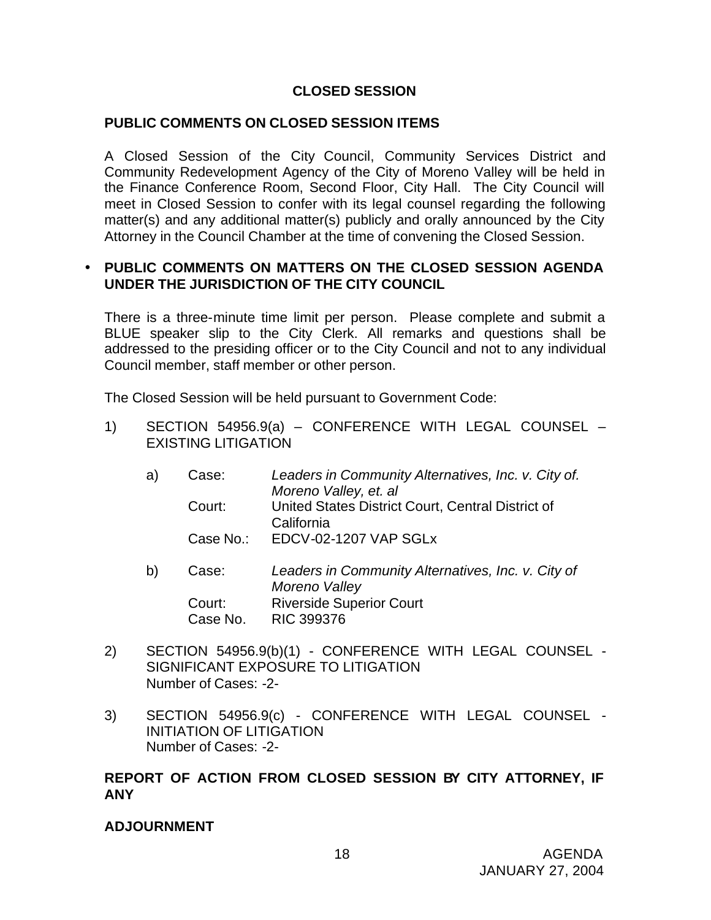## CLOSED SESSION

### PUBLIC COMMENTS ON CLOSED SESSION ITEMS

A Closed Session of the City Council, Community Services District and Community Redevelopment Agency of the City of Moreno Valley will be held in the Finance Conference Room, Second Floor, City Hall. The City Council will meet in Closed Session to confer with its legal counsel regarding the following matter(s) and any additional matter(s) publicly and orally announced by the City Attorney in the Council Chamber at the time of convening the Closed Session.

- **PUBLIC COMMENTS ON MATTERS ON THE CLOSED SESSION AGENDA UNDER THE JURISDICTION OF THE CITY COUNCIL**

There is a three-minute time limit per person. Please complete and submit a BLUE speaker slip to the City Clerk. All remarks and questions shall be addressed to the presiding officer or to the City Council and not to any individual Council member, staff member or other person.

The Closed Session will be held pursuant to Government Code:

1) SECTION 54956.9(a) – CONFERENCE WITH LEGAL COUNSEL – EXISTING LITIGATION

   a) Case: *Leaders in Community Alternatives, Inc. v. City of. Moreno Valley, et. al*
      Court: United States District Court, Central District of California
      Case No.: EDCV-02-1207 VAP SGLx

   b) Case: *Leaders in Community Alternatives, Inc. v. City of Moreno Valley*
      Court: Riverside Superior Court
      Case No. RIC 399376

2) SECTION 54956.9(b)(1) - CONFERENCE WITH LEGAL COUNSEL - SIGNIFICANT EXPOSURE TO LITIGATION
   Number of Cases: -2-

3) SECTION 54956.9(c) - CONFERENCE WITH LEGAL COUNSEL - INITIATION OF LITIGATION
   Number of Cases: -2-

### REPORT OF ACTION FROM CLOSED SESSION BY CITY ATTORNEY, IF ANY

### ADJOURNMENT